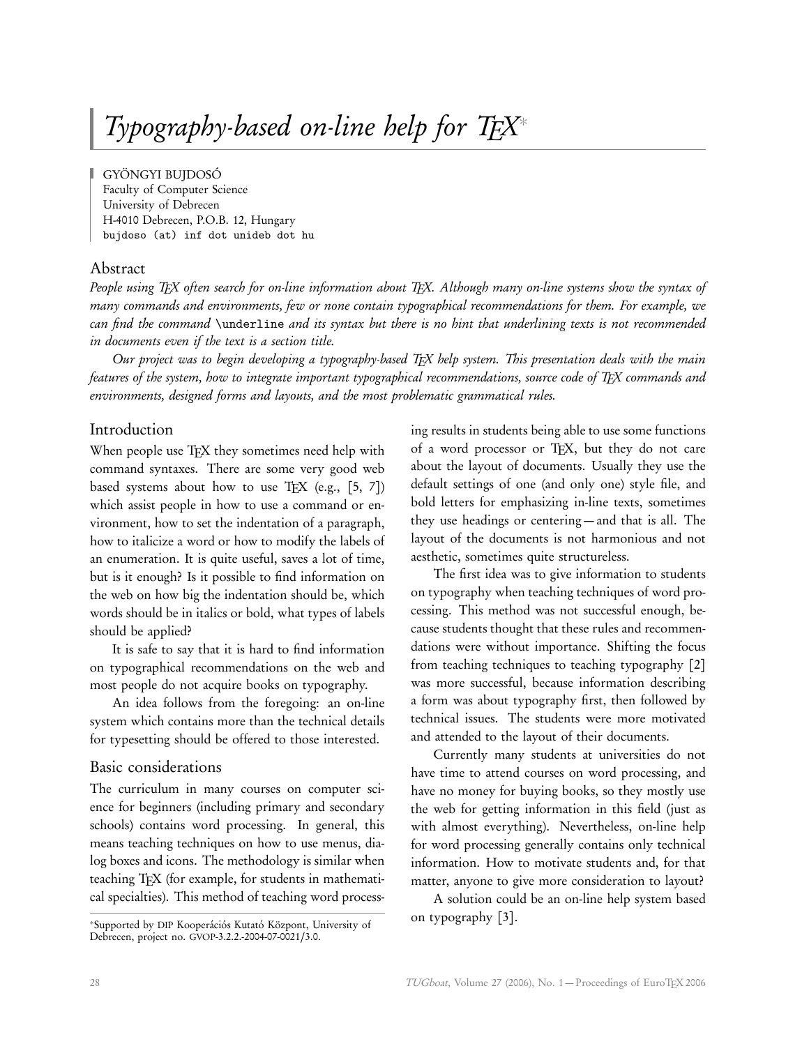# *Typography-based on-line help for TEX*[*]

GYÖNGYI BUJDOSÓ
Faculty of Computer Science
University of Debrecen
H-4010 Debrecen, P.O.B. 12, Hungary
`bujdoso (at) inf dot unideb dot hu`

## Abstract

*People using TEX often search for on-line information about TEX. Although many on-line systems show the syntax of many commands and environments, few or none contain typographical recommendations for them. For example, we can find the command* `\underline` *and its syntax but there is no hint that underlining texts is not recommended in documents even if the text is a section title.*

*Our project was to begin developing a typography-based TEX help system. This presentation deals with the main features of the system, how to integrate important typographical recommendations, source code of TEX commands and environments, designed forms and layouts, and the most problematic grammatical rules.*

## Introduction

When people use TEX they sometimes need help with command syntaxes. There are some very good web based systems about how to use TEX (e.g., [5, 7]) which assist people in how to use a command or environment, how to set the indentation of a paragraph, how to italicize a word or how to modify the labels of an enumeration. It is quite useful, saves a lot of time, but is it enough? Is it possible to find information on the web on how big the indentation should be, which words should be in italics or bold, what types of labels should be applied?

It is safe to say that it is hard to find information on typographical recommendations on the web and most people do not acquire books on typography.

An idea follows from the foregoing: an on-line system which contains more than the technical details for typesetting should be offered to those interested.

## Basic considerations

The curriculum in many courses on computer science for beginners (including primary and secondary schools) contains word processing. In general, this means teaching techniques on how to use menus, dialog boxes and icons. The methodology is similar when teaching TEX (for example, for students in mathematical specialties). This method of teaching word processing results in students being able to use some functions of a word processor or TEX, but they do not care about the layout of documents. Usually they use the default settings of one (and only one) style file, and bold letters for emphasizing in-line texts, sometimes they use headings or centering — and that is all. The layout of the documents is not harmonious and not aesthetic, sometimes quite structureless.

The first idea was to give information to students on typography when teaching techniques of word processing. This method was not successful enough, because students thought that these rules and recommendations were without importance. Shifting the focus from teaching techniques to teaching typography [2] was more successful, because information describing a form was about typography first, then followed by technical issues. The students were more motivated and attended to the layout of their documents.

Currently many students at universities do not have time to attend courses on word processing, and have no money for buying books, so they mostly use the web for getting information in this field (just as with almost everything). Nevertheless, on-line help for word processing generally contains only technical information. How to motivate students and, for that matter, anyone to give more consideration to layout?

A solution could be an on-line help system based on typography [3].

[*] Supported by DIP Kooperációs Kutató Központ, University of Debrecen, project no. GVOP-3.2.2.-2004-07-0021/3.0.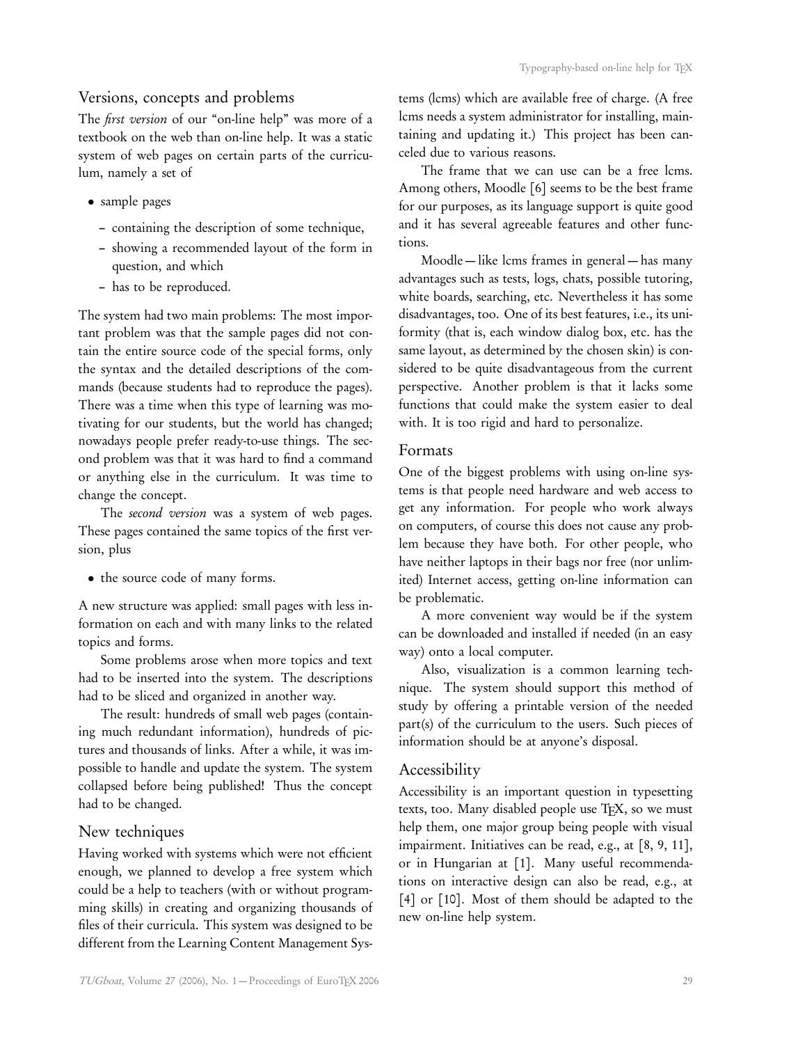## Versions, concepts and problems

The *first version* of our "on-line help" was more of a textbook on the web than on-line help. It was a static system of web pages on certain parts of the curriculum, namely a set of

- sample pages
  - containing the description of some technique,
  - showing a recommended layout of the form in question, and which
  - has to be reproduced.

The system had two main problems: The most important problem was that the sample pages did not contain the entire source code of the special forms, only the syntax and the detailed descriptions of the commands (because students had to reproduce the pages). There was a time when this type of learning was motivating for our students, but the world has changed; nowadays people prefer ready-to-use things. The second problem was that it was hard to find a command or anything else in the curriculum. It was time to change the concept.

The *second version* was a system of web pages. These pages contained the same topics of the first version, plus

- the source code of many forms.

A new structure was applied: small pages with less information on each and with many links to the related topics and forms.

Some problems arose when more topics and text had to be inserted into the system. The descriptions had to be sliced and organized in another way.

The result: hundreds of small web pages (containing much redundant information), hundreds of pictures and thousands of links. After a while, it was impossible to handle and update the system. The system collapsed before being published! Thus the concept had to be changed.

## New techniques

Having worked with systems which were not efficient enough, we planned to develop a free system which could be a help to teachers (with or without programming skills) in creating and organizing thousands of files of their curricula. This system was designed to be different from the Learning Content Management Systems (lcms) which are available free of charge. (A free lcms needs a system administrator for installing, maintaining and updating it.) This project has been canceled due to various reasons.

The frame that we can use can be a free lcms. Among others, Moodle [6] seems to be the best frame for our purposes, as its language support is quite good and it has several agreeable features and other functions.

Moodle — like lcms frames in general — has many advantages such as tests, logs, chats, possible tutoring, white boards, searching, etc. Nevertheless it has some disadvantages, too. One of its best features, i.e., its uniformity (that is, each window dialog box, etc. has the same layout, as determined by the chosen skin) is considered to be quite disadvantageous from the current perspective. Another problem is that it lacks some functions that could make the system easier to deal with. It is too rigid and hard to personalize.

## Formats

One of the biggest problems with using on-line systems is that people need hardware and web access to get any information. For people who work always on computers, of course this does not cause any problem because they have both. For other people, who have neither laptops in their bags nor free (nor unlimited) Internet access, getting on-line information can be problematic.

A more convenient way would be if the system can be downloaded and installed if needed (in an easy way) onto a local computer.

Also, visualization is a common learning technique. The system should support this method of study by offering a printable version of the needed part(s) of the curriculum to the users. Such pieces of information should be at anyone's disposal.

## Accessibility

Accessibility is an important question in typesetting texts, too. Many disabled people use TEX, so we must help them, one major group being people with visual impairment. Initiatives can be read, e.g., at [8, 9, 11], or in Hungarian at [1]. Many useful recommendations on interactive design can also be read, e.g., at [4] or [10]. Most of them should be adapted to the new on-line help system.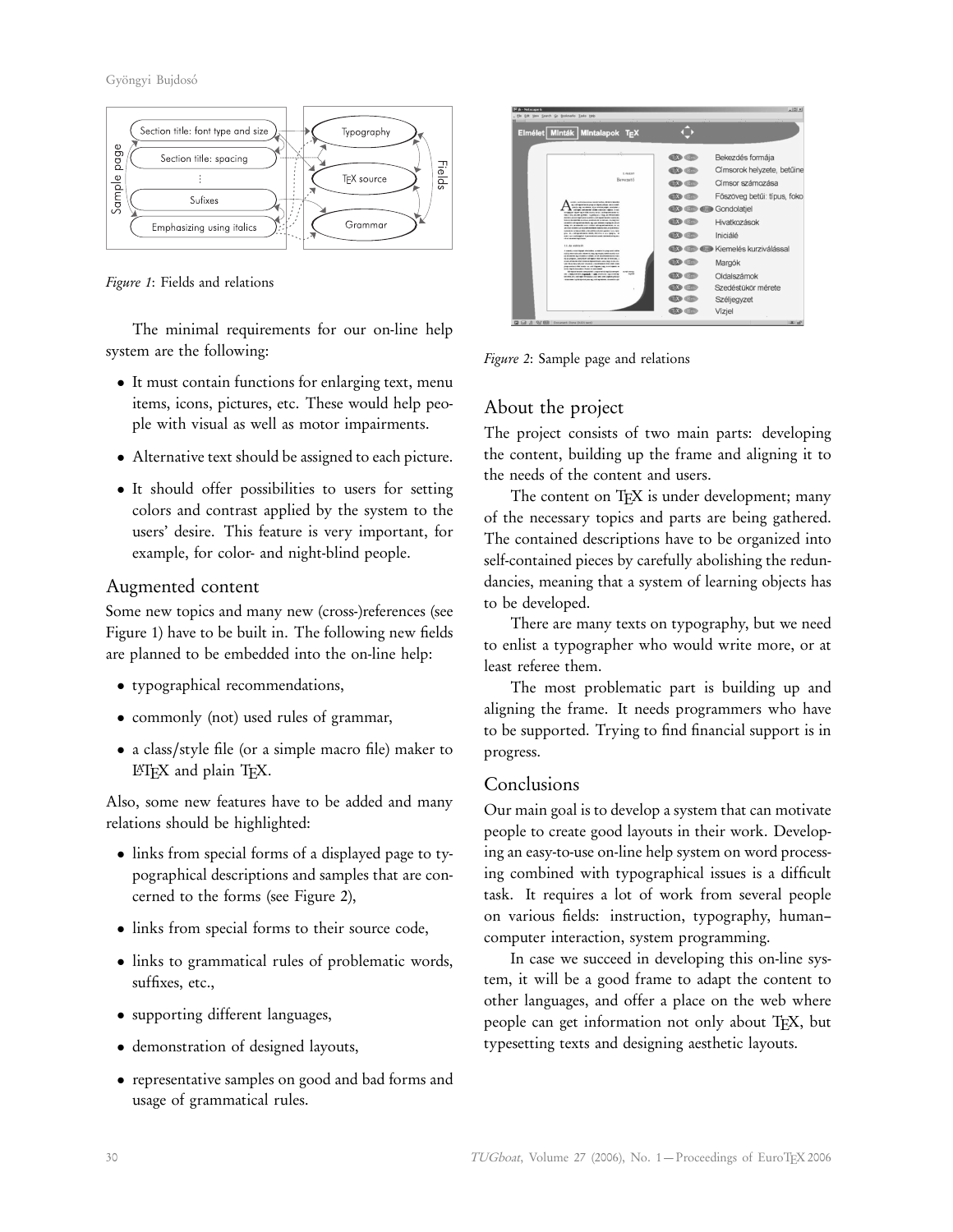*Figure 1*: Fields and relations

The minimal requirements for our on-line help system are the following:

- It must contain functions for enlarging text, menu items, icons, pictures, etc. These would help people with visual as well as motor impairments.
- Alternative text should be assigned to each picture.
- It should offer possibilities to users for setting colors and contrast applied by the system to the users' desire. This feature is very important, for example, for color- and night-blind people.

## Augmented content

Some new topics and many new (cross-)references (see Figure 1) have to be built in. The following new fields are planned to be embedded into the on-line help:

- typographical recommendations,
- commonly (not) used rules of grammar,
- a class/style file (or a simple macro file) maker to LaTeX and plain TeX.

Also, some new features have to be added and many relations should be highlighted:

- links from special forms of a displayed page to typographical descriptions and samples that are concerned to the forms (see Figure 2),
- links from special forms to their source code,
- links to grammatical rules of problematic words, suffixes, etc.,
- supporting different languages,
- demonstration of designed layouts,
- representative samples on good and bad forms and usage of grammatical rules.

*Figure 2*: Sample page and relations

## About the project

The project consists of two main parts: developing the content, building up the frame and aligning it to the needs of the content and users.

The content on TeX is under development; many of the necessary topics and parts are being gathered. The contained descriptions have to be organized into self-contained pieces by carefully abolishing the redundancies, meaning that a system of learning objects has to be developed.

There are many texts on typography, but we need to enlist a typographer who would write more, or at least referee them.

The most problematic part is building up and aligning the frame. It needs programmers who have to be supported. Trying to find financial support is in progress.

## Conclusions

Our main goal is to develop a system that can motivate people to create good layouts in their work. Developing an easy-to-use on-line help system on word processing combined with typographical issues is a difficult task. It requires a lot of work from several people on various fields: instruction, typography, human–computer interaction, system programming.

In case we succeed in developing this on-line system, it will be a good frame to adapt the content to other languages, and offer a place on the web where people can get information not only about TeX, but typesetting texts and designing aesthetic layouts.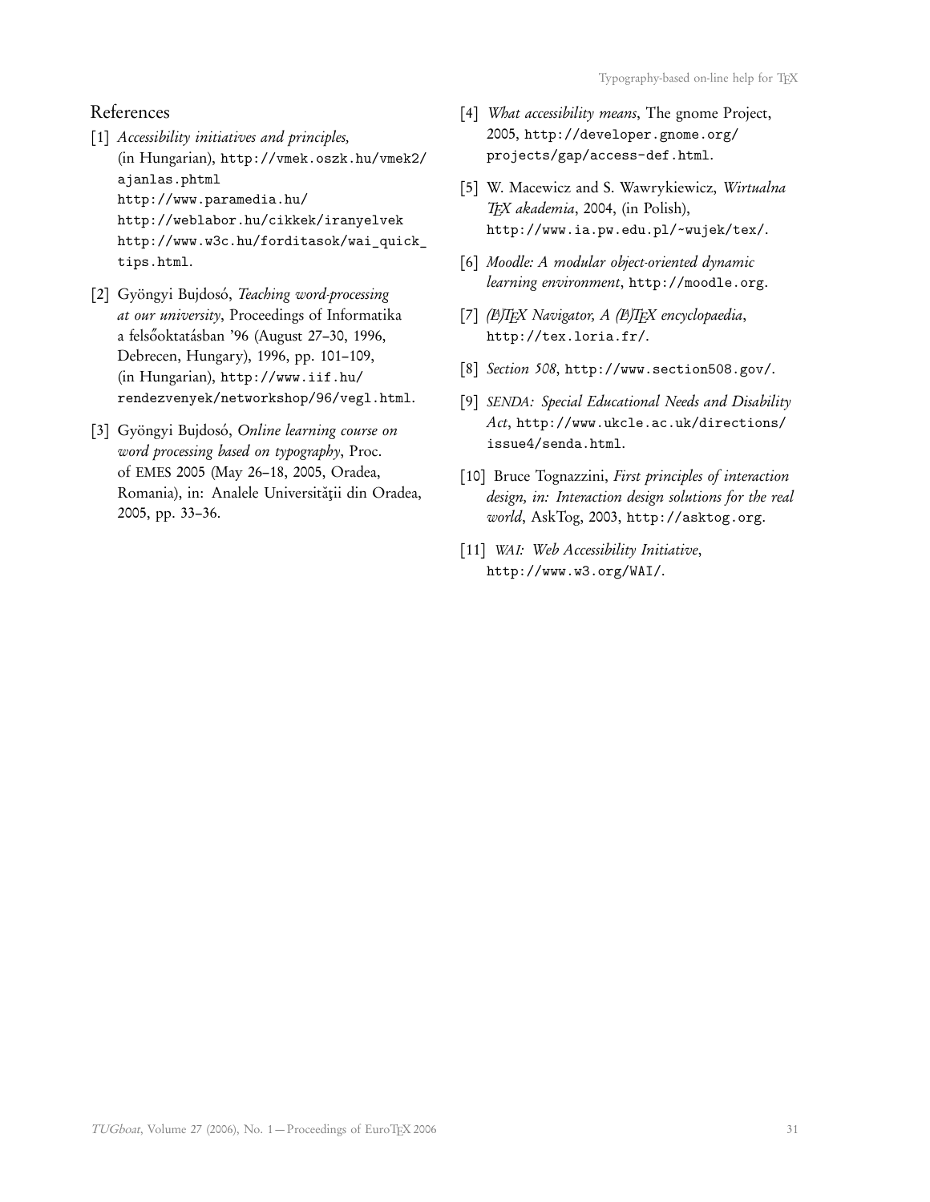## References

[1] *Accessibility initiatives and principles,* (in Hungarian), http://vmek.oszk.hu/vmek2/ajanlas.phtml http://www.paramedia.hu/ http://weblabor.hu/cikkek/iranyelvek http://www.w3c.hu/forditasok/wai_quick_tips.html.

[2] Gyöngyi Bujdosó, *Teaching word-processing at our university*, Proceedings of Informatika a felsőoktatásban '96 (August 27–30, 1996, Debrecen, Hungary), 1996, pp. 101–109, (in Hungarian), http://www.iif.hu/rendezvenyek/networkshop/96/vegl.html.

[3] Gyöngyi Bujdosó, *Online learning course on word processing based on typography*, Proc. of EMES 2005 (May 26–18, 2005, Oradea, Romania), in: Analele Universităţii din Oradea, 2005, pp. 33–36.

[4] *What accessibility means*, The gnome Project, 2005, http://developer.gnome.org/projects/gap/access-def.html.

[5] W. Macewicz and S. Wawrykiewicz, *Wirtualna TEX akademia*, 2004, (in Polish), http://www.ia.pw.edu.pl/~wujek/tex/.

[6] *Moodle: A modular object-oriented dynamic learning environment*, http://moodle.org.

[7] *(LA)TEX Navigator, A (LA)TEX encyclopaedia*, http://tex.loria.fr/.

[8] *Section 508*, http://www.section508.gov/.

[9] *SENDA: Special Educational Needs and Disability Act*, http://www.ukcle.ac.uk/directions/issue4/senda.html.

[10] Bruce Tognazzini, *First principles of interaction design, in: Interaction design solutions for the real world*, AskTog, 2003, http://asktog.org.

[11] *WAI: Web Accessibility Initiative*, http://www.w3.org/WAI/.